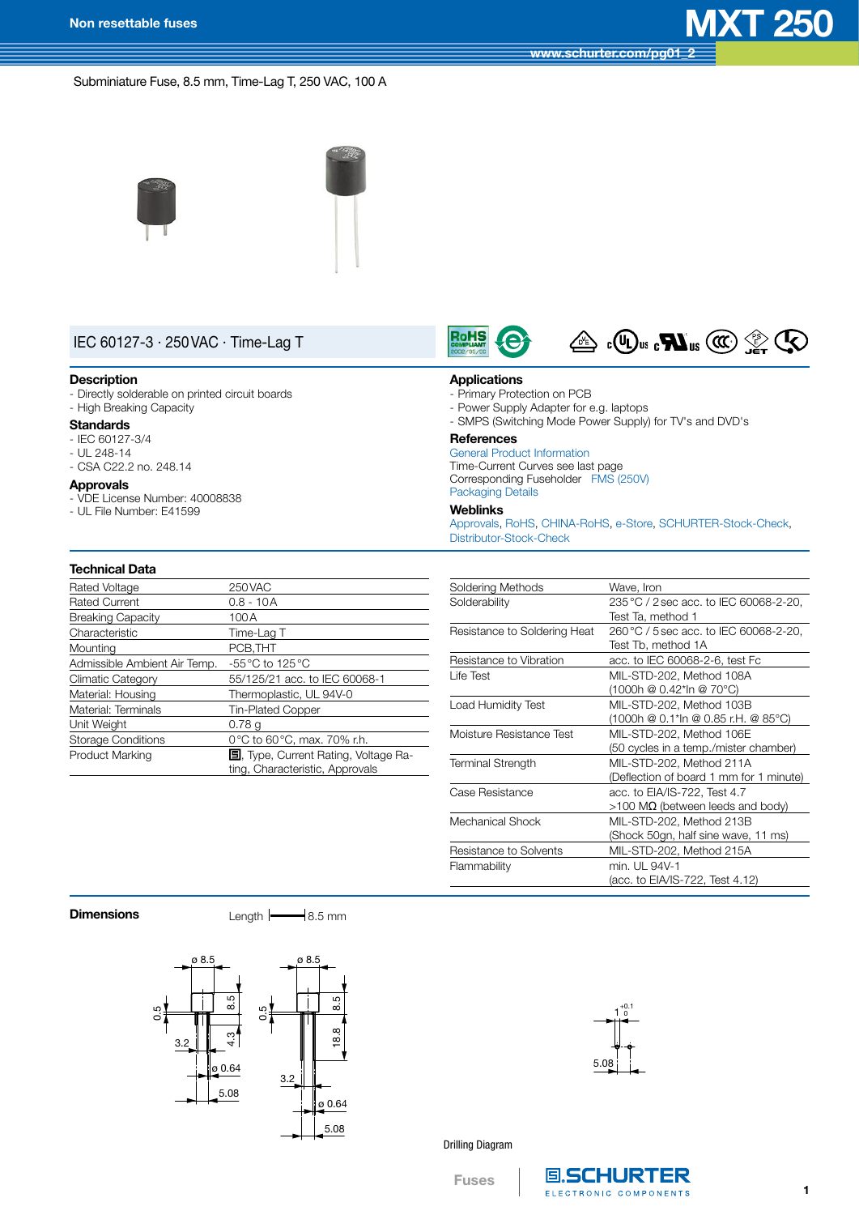# MXT 250

Non resettable fuses

Subminiature Fuse, 8.5 mm, Time-Lag T, 250 VAC, 100 A

## IEC 60127-3 · 250VAC · Time-Lag T

### Description
- Directly solderable on printed circuit boards
- High Breaking Capacity

### Standards
- IEC 60127-3/4
- UL 248-14
- CSA C22.2 no. 248.14

### Approvals
- VDE License Number: 40008838
- UL File Number: E41599

### Applications
- Primary Protection on PCB
- Power Supply Adapter for e.g. laptops
- SMPS (Switching Mode Power Supply) for TV's and DVD's

### References
General Product Information
Time-Current Curves see last page
Corresponding Fuseholder FMS (250V)
Packaging Details

### Weblinks
Approvals, RoHS, CHINA-RoHS, e-Store, SCHURTER-Stock-Check, Distributor-Stock-Check

### Technical Data

| | |
|---|---|
| Rated Voltage | 250VAC |
| Rated Current | 0.8 - 10A |
| Breaking Capacity | 100A |
| Characteristic | Time-Lag T |
| Mounting | PCB,THT |
| Admissible Ambient Air Temp. | -55°C to 125°C |
| Climatic Category | 55/125/21 acc. to IEC 60068-1 |
| Material: Housing | Thermoplastic, UL 94V-0 |
| Material: Terminals | Tin-Plated Copper |
| Unit Weight | 0.78 g |
| Storage Conditions | 0°C to 60°C, max. 70% r.h. |
| Product Marking | [Logo], Type, Current Rating, Voltage Rating, Characteristic, Approvals |

| | |
|---|---|
| Soldering Methods | Wave, Iron |
| Solderability | 235°C / 2sec acc. to IEC 60068-2-20, Test Ta, method 1 |
| Resistance to Soldering Heat | 260°C / 5sec acc. to IEC 60068-2-20, Test Tb, method 1A |
| Resistance to Vibration | acc. to IEC 60068-2-6, test Fc |
| Life Test | MIL-STD-202, Method 108A (1000h @ 0.42*In @ 70°C) |
| Load Humidity Test | MIL-STD-202, Method 103B (1000h @ 0.1*In @ 0.85 r.H. @ 85°C) |
| Moisture Resistance Test | MIL-STD-202, Method 106E (50 cycles in a temp./mister chamber) |
| Terminal Strength | MIL-STD-202, Method 211A (Deflection of board 1 mm for 1 minute) |
| Case Resistance | acc. to EIA/IS-722, Test 4.7 >100 MΩ (between leeds and body) |
| Mechanical Shock | MIL-STD-202, Method 213B (Shock 50gn, half sine wave, 11 ms) |
| Resistance to Solvents | MIL-STD-202, Method 215A |
| Flammability | min. UL 94V-1 (acc. to EIA/IS-722, Test 4.12) |

### Dimensions

Length 8.5 mm

ø 8.5, 0.5, 8.5, 3.2, 4.3, ø 0.64, 5.08

ø 8.5, 0.5, 8.5, 18.8, 3.2, ø 0.64, 5.08

$1^{+0.1}_{0}$, 5.08

Drilling Diagram

Fuses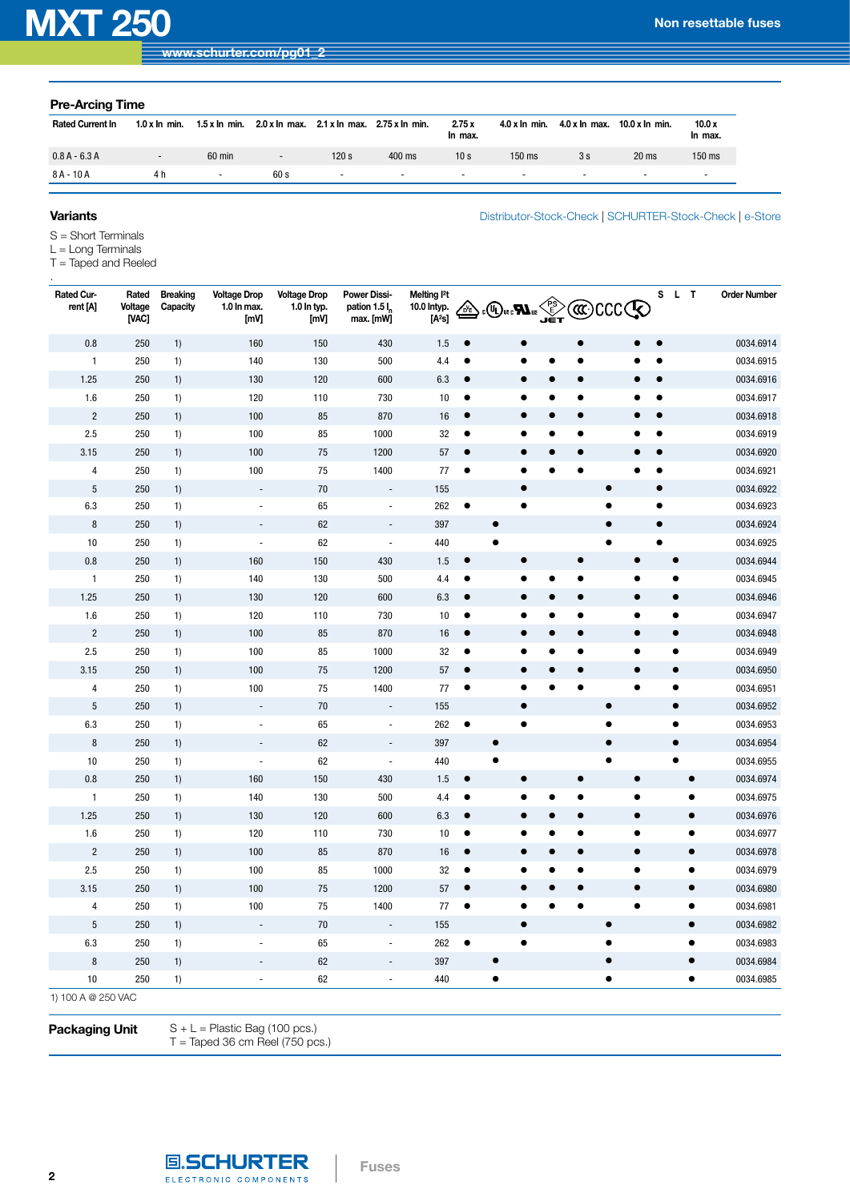## Pre-Arcing Time

| Rated Current In | 1.0 x In min. | 1.5 x In min. | 2.0 x In max. | 2.1 x In max. | 2.75 x In min. | 2.75 x In max. | 4.0 x In min. | 4.0 x In max. | 10.0 x In min. | 10.0 x In max. |
|---|---|---|---|---|---|---|---|---|---|---|
| 0.8 A - 6.3 A | - | 60 min | - | 120 s | 400 ms | 10 s | 150 ms | 3 s | 20 ms | 150 ms |
| 8 A - 10 A | 4 h | - | 60 s | - | - | - | - | - | - | - |

## Variants

Distributor-Stock-Check | SCHURTER-Stock-Check | e-Store

S = Short Terminals
L = Long Terminals
T = Taped and Reeled

| Rated Current [A] | Rated Voltage [VAC] | Breaking Capacity | Voltage Drop 1.0 In max. [mV] | Voltage Drop 1.0 In typ. [mV] | Power Dissipation 1.5 $I_n$ max. [mW] | Melting I²t 10.0 In typ. [A²s] | VDE | cULus | cURus | PSE | CQC | CCC | KC | S | L | T | Order Number |
|---|---|---|---|---|---|---|---|---|---|---|---|---|---|---|---|---|---|
| 0.8 | 250 | 1) | 160 | 150 | 430 | 1.5 | ● | | ● | | ● | | ● | ● | | | 0034.6914 |
| 1 | 250 | 1) | 140 | 130 | 500 | 4.4 | ● | | ● | ● | ● | | ● | ● | | | 0034.6915 |
| 1.25 | 250 | 1) | 130 | 120 | 600 | 6.3 | ● | | ● | ● | ● | | ● | ● | | | 0034.6916 |
| 1.6 | 250 | 1) | 120 | 110 | 730 | 10 | ● | | ● | ● | ● | | ● | ● | | | 0034.6917 |
| 2 | 250 | 1) | 100 | 85 | 870 | 16 | ● | | ● | ● | ● | | ● | ● | | | 0034.6918 |
| 2.5 | 250 | 1) | 100 | 85 | 1000 | 32 | ● | | ● | ● | ● | | ● | ● | | | 0034.6919 |
| 3.15 | 250 | 1) | 100 | 75 | 1200 | 57 | ● | | ● | ● | ● | | ● | ● | | | 0034.6920 |
| 4 | 250 | 1) | 100 | 75 | 1400 | 77 | ● | | ● | ● | ● | | ● | ● | | | 0034.6921 |
| 5 | 250 | 1) | - | 70 | - | 155 | | | ● | | | ● | | ● | | | 0034.6922 |
| 6.3 | 250 | 1) | - | 65 | - | 262 | ● | | ● | | | ● | | ● | | | 0034.6923 |
| 8 | 250 | 1) | - | 62 | - | 397 | | ● | | | | ● | | ● | | | 0034.6924 |
| 10 | 250 | 1) | - | 62 | - | 440 | | ● | | | | ● | | ● | | | 0034.6925 |
| 0.8 | 250 | 1) | 160 | 150 | 430 | 1.5 | ● | | ● | | ● | | ● | | ● | | 0034.6944 |
| 1 | 250 | 1) | 140 | 130 | 500 | 4.4 | ● | | ● | ● | ● | | ● | | ● | | 0034.6945 |
| 1.25 | 250 | 1) | 130 | 120 | 600 | 6.3 | ● | | ● | ● | ● | | ● | | ● | | 0034.6946 |
| 1.6 | 250 | 1) | 120 | 110 | 730 | 10 | ● | | ● | ● | ● | | ● | | ● | | 0034.6947 |
| 2 | 250 | 1) | 100 | 85 | 870 | 16 | ● | | ● | ● | ● | | ● | | ● | | 0034.6948 |
| 2.5 | 250 | 1) | 100 | 85 | 1000 | 32 | ● | | ● | ● | ● | | ● | | ● | | 0034.6949 |
| 3.15 | 250 | 1) | 100 | 75 | 1200 | 57 | ● | | ● | ● | ● | | ● | | ● | | 0034.6950 |
| 4 | 250 | 1) | 100 | 75 | 1400 | 77 | ● | | ● | ● | ● | | ● | | ● | | 0034.6951 |
| 5 | 250 | 1) | - | 70 | - | 155 | | | ● | | | ● | | | ● | | 0034.6952 |
| 6.3 | 250 | 1) | - | 65 | - | 262 | ● | | ● | | | ● | | | ● | | 0034.6953 |
| 8 | 250 | 1) | - | 62 | - | 397 | | ● | | | | ● | | | ● | | 0034.6954 |
| 10 | 250 | 1) | - | 62 | - | 440 | | ● | | | | ● | | | ● | | 0034.6955 |
| 0.8 | 250 | 1) | 160 | 150 | 430 | 1.5 | ● | | ● | | ● | | ● | | | ● | 0034.6974 |
| 1 | 250 | 1) | 140 | 130 | 500 | 4.4 | ● | | ● | ● | ● | | ● | | | ● | 0034.6975 |
| 1.25 | 250 | 1) | 130 | 120 | 600 | 6.3 | ● | | ● | ● | ● | | ● | | | ● | 0034.6976 |
| 1.6 | 250 | 1) | 120 | 110 | 730 | 10 | ● | | ● | ● | ● | | ● | | | ● | 0034.6977 |
| 2 | 250 | 1) | 100 | 85 | 870 | 16 | ● | | ● | ● | ● | | ● | | | ● | 0034.6978 |
| 2.5 | 250 | 1) | 100 | 85 | 1000 | 32 | ● | | ● | ● | ● | | ● | | | ● | 0034.6979 |
| 3.15 | 250 | 1) | 100 | 75 | 1200 | 57 | ● | | ● | ● | ● | | ● | | | ● | 0034.6980 |
| 4 | 250 | 1) | 100 | 75 | 1400 | 77 | ● | | ● | ● | ● | | ● | | | ● | 0034.6981 |
| 5 | 250 | 1) | - | 70 | - | 155 | | | ● | | | ● | | | | ● | 0034.6982 |
| 6.3 | 250 | 1) | - | 65 | - | 262 | ● | | ● | | | ● | | | | ● | 0034.6983 |
| 8 | 250 | 1) | - | 62 | - | 397 | | ● | | | | ● | | | | ● | 0034.6984 |
| 10 | 250 | 1) | - | 62 | - | 440 | | ● | | | | ● | | | | ● | 0034.6985 |

1) 100 A @ 250 VAC

**Packaging Unit**

S + L = Plastic Bag (100 pcs.)
T = Taped 36 cm Reel (750 pcs.)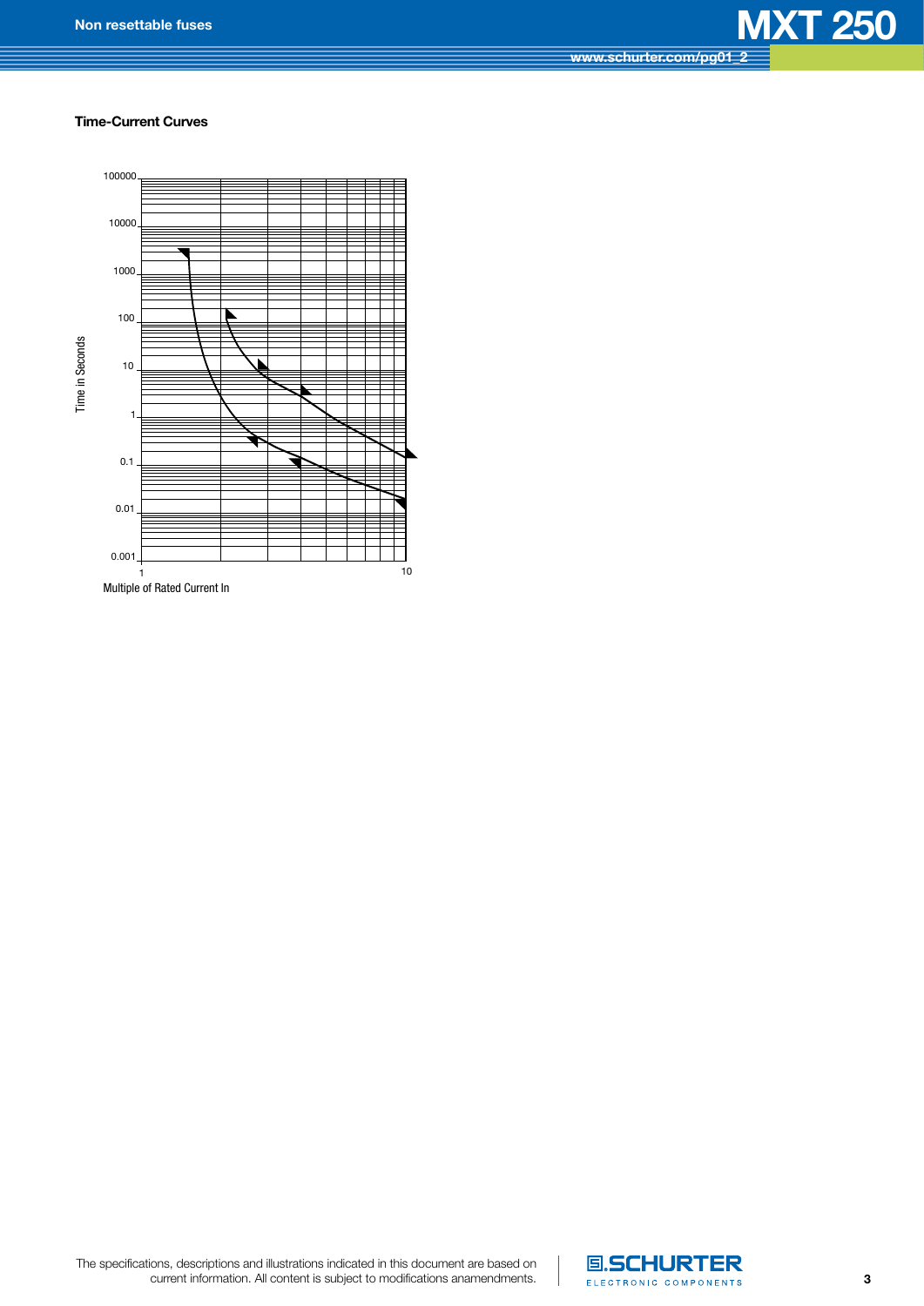### Time-Current Curves

100000
10000
1000
100
10
1
0.1
0.01
0.001

Time in Seconds

1
10

Multiple of Rated Current In

The specifications, descriptions and illustrations indicated in this document are based on current information. All content is subject to modifications anamendments.